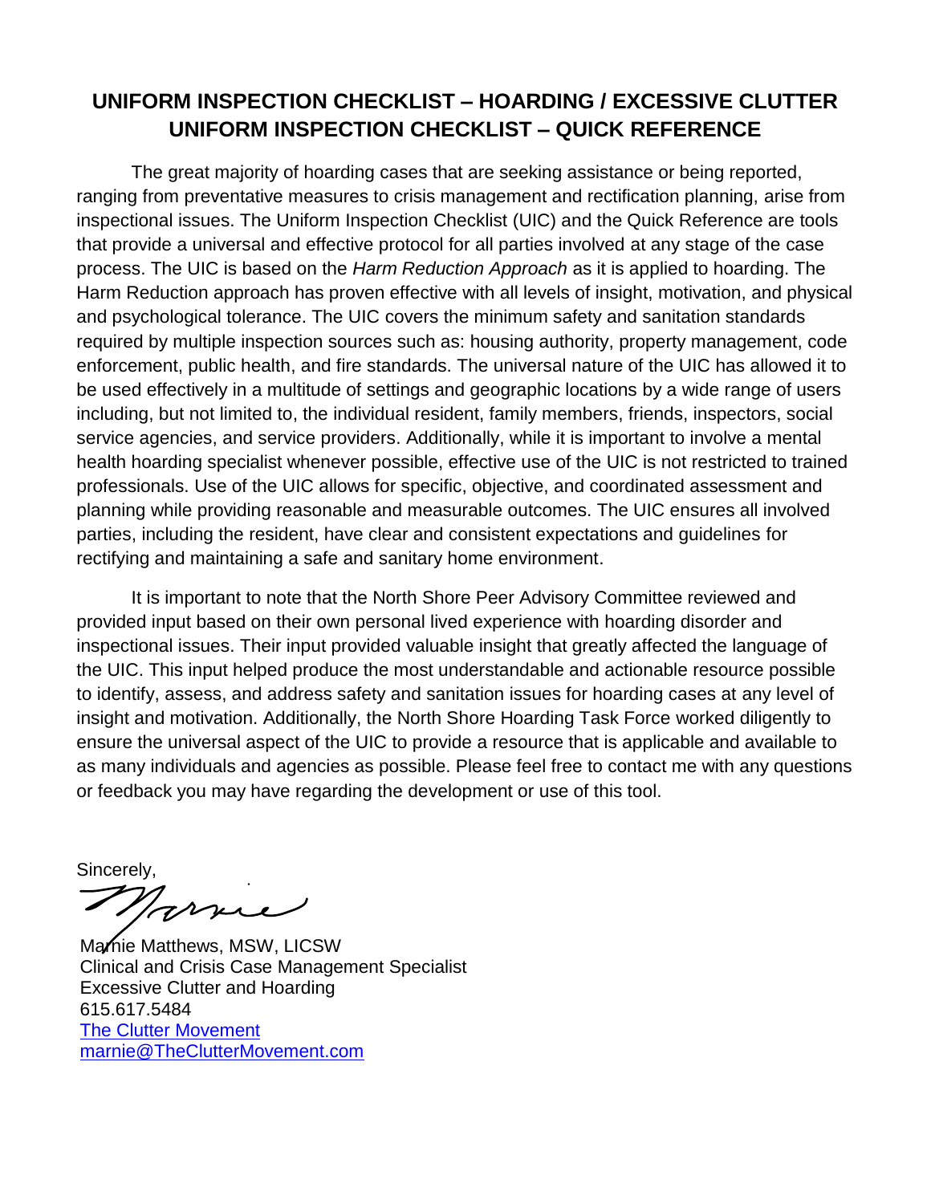# UNIFORM INSPECTION CHECKLIST – HOARDING / EXCESSIVE CLUTTER
# UNIFORM INSPECTION CHECKLIST – QUICK REFERENCE

The great majority of hoarding cases that are seeking assistance or being reported, ranging from preventative measures to crisis management and rectification planning, arise from inspectional issues. The Uniform Inspection Checklist (UIC) and the Quick Reference are tools that provide a universal and effective protocol for all parties involved at any stage of the case process. The UIC is based on the *Harm Reduction Approach* as it is applied to hoarding. The Harm Reduction approach has proven effective with all levels of insight, motivation, and physical and psychological tolerance. The UIC covers the minimum safety and sanitation standards required by multiple inspection sources such as: housing authority, property management, code enforcement, public health, and fire standards. The universal nature of the UIC has allowed it to be used effectively in a multitude of settings and geographic locations by a wide range of users including, but not limited to, the individual resident, family members, friends, inspectors, social service agencies, and service providers. Additionally, while it is important to involve a mental health hoarding specialist whenever possible, effective use of the UIC is not restricted to trained professionals. Use of the UIC allows for specific, objective, and coordinated assessment and planning while providing reasonable and measurable outcomes. The UIC ensures all involved parties, including the resident, have clear and consistent expectations and guidelines for rectifying and maintaining a safe and sanitary home environment.

It is important to note that the North Shore Peer Advisory Committee reviewed and provided input based on their own personal lived experience with hoarding disorder and inspectional issues. Their input provided valuable insight that greatly affected the language of the UIC. This input helped produce the most understandable and actionable resource possible to identify, assess, and address safety and sanitation issues for hoarding cases at any level of insight and motivation. Additionally, the North Shore Hoarding Task Force worked diligently to ensure the universal aspect of the UIC to provide a resource that is applicable and available to as many individuals and agencies as possible. Please feel free to contact me with any questions or feedback you may have regarding the development or use of this tool.

Sincerely,

Marnie

Marnie Matthews, MSW, LICSW
Clinical and Crisis Case Management Specialist
Excessive Clutter and Hoarding
615.617.5484
The Clutter Movement
marnie@TheClutterMovement.com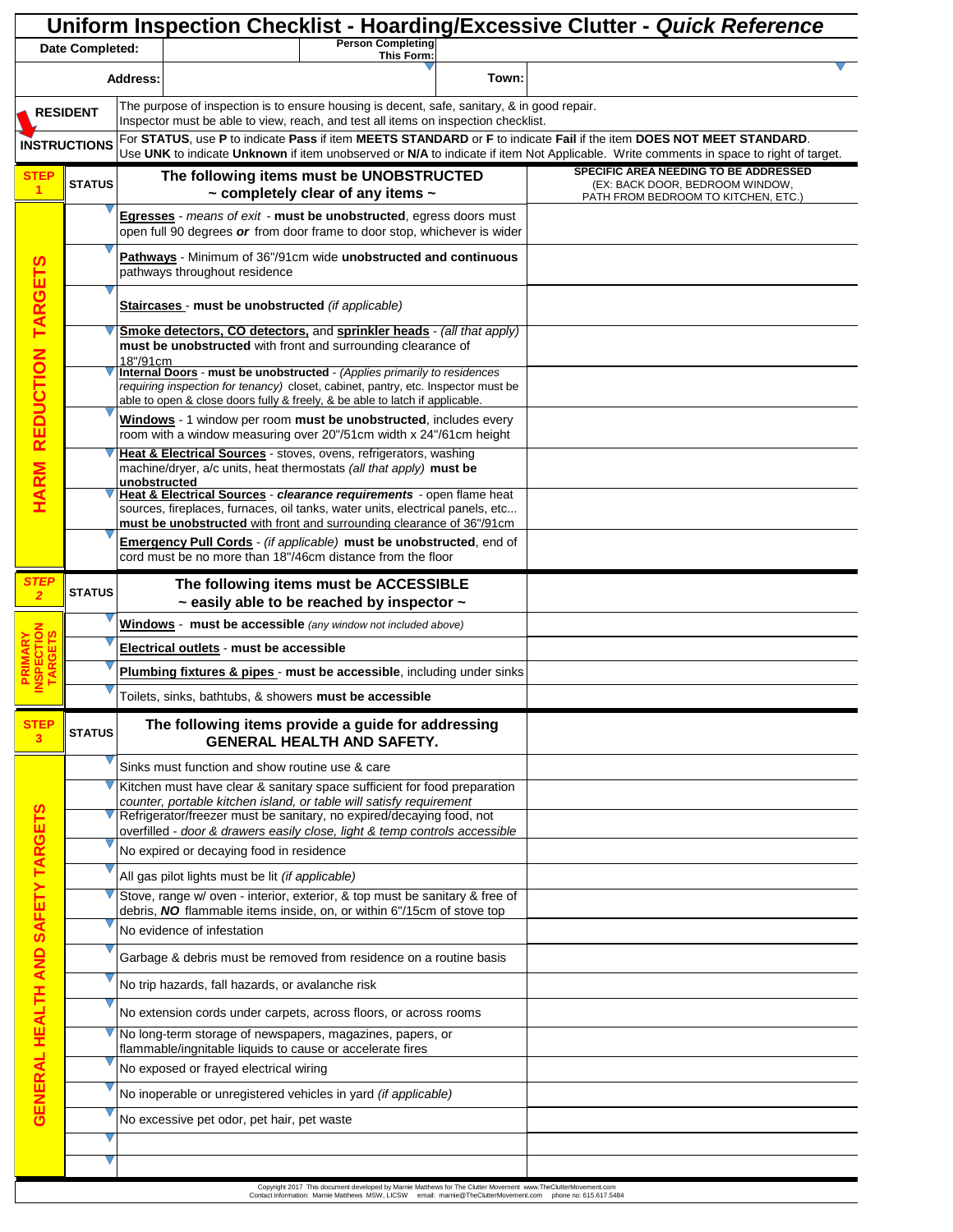# Uniform Inspection Checklist - Hoarding/Excessive Clutter - *Quick Reference*

| | | | |
|---|---|---|---|
| **Date Completed:** | | **Person Completing This Form:** | |
| **Address:** | | **Town:** | |

**RESIDENT** — The purpose of inspection is to ensure housing is decent, safe, sanitary, & in good repair. Inspector must be able to view, reach, and test all items on inspection checklist.

**INSTRUCTIONS** — For **STATUS**, use **P** to indicate **Pass** if item **MEETS STANDARD** or **F** to indicate **Fail** if the item **DOES NOT MEET STANDARD**. Use **UNK** to indicate **Unknown** if item unobserved or **N/A** to indicate if item Not Applicable. Write comments in space to right of target.

## STEP 1 — HARM REDUCTION TARGETS

| STATUS | The following items must be UNOBSTRUCTED ~ completely clear of any items ~ | SPECIFIC AREA NEEDING TO BE ADDRESSED (EX: BACK DOOR, BEDROOM WINDOW, PATH FROM BEDROOM TO KITCHEN, ETC.) |
|---|---|---|
| | **Egresses** - *means of exit* - **must be unobstructed**, egress doors must open full 90 degrees ***or*** from door frame to door stop, whichever is wider | |
| | **Pathways** - Minimum of 36"/91cm wide **unobstructed and continuous** pathways throughout residence | |
| | **Staircases** - **must be unobstructed** *(if applicable)* | |
| | **Smoke detectors, CO detectors,** and **sprinkler heads** - *(all that apply)* **must be unobstructed** with front and surrounding clearance of 18"/91cm | |
| | **Internal Doors** - **must be unobstructed** - *(Applies primarily to residences requiring inspection for tenancy)* closet, cabinet, pantry, etc. Inspector must be able to open & close doors fully & freely, & be able to latch if applicable. | |
| | **Windows** - 1 window per room **must be unobstructed**, includes every room with a window measuring over 20"/51cm width x 24"/61cm height | |
| | **Heat & Electrical Sources** - stoves, ovens, refrigerators, washing machine/dryer, a/c units, heat thermostats *(all that apply)* **must be unobstructed** | |
| | **Heat & Electrical Sources** - ***clearance requirements*** - open flame heat sources, fireplaces, furnaces, oil tanks, water units, electrical panels, etc... **must be unobstructed** with front and surrounding clearance of 36"/91cm | |
| | **Emergency Pull Cords** - *(if applicable)* **must be unobstructed**, end of cord must be no more than 18"/46cm distance from the floor | |

## STEP 2 — PRIMARY INSPECTION TARGETS

| STATUS | The following items must be ACCESSIBLE ~ easily able to be reached by inspector ~ | |
|---|---|---|
| | **Windows** - **must be accessible** *(any window not included above)* | |
| | **Electrical outlets** - **must be accessible** | |
| | **Plumbing fixtures & pipes** - **must be accessible**, including under sinks | |
| | Toilets, sinks, bathtubs, & showers **must be accessible** | |

## STEP 3 — GENERAL HEALTH AND SAFETY TARGETS

| STATUS | The following items provide a guide for addressing GENERAL HEALTH AND SAFETY. | |
|---|---|---|
| | Sinks must function and show routine use & care | |
| | Kitchen must have clear & sanitary space sufficient for food preparation *counter, portable kitchen island, or table will satisfy requirement* | |
| | Refrigerator/freezer must be sanitary, no expired/decaying food, not overfilled - *door & drawers easily close, light & temp controls accessible* | |
| | No expired or decaying food in residence | |
| | All gas pilot lights must be lit *(if applicable)* | |
| | Stove, range w/ oven - interior, exterior, & top must be sanitary & free of debris, ***NO*** flammable items inside, on, or within 6"/15cm of stove top | |
| | No evidence of infestation | |
| | Garbage & debris must be removed from residence on a routine basis | |
| | No trip hazards, fall hazards, or avalanche risk | |
| | No extension cords under carpets, across floors, or across rooms | |
| | No long-term storage of newspapers, magazines, papers, or flammable/ingnitable liquids to cause or accelerate fires | |
| | No exposed or frayed electrical wiring | |
| | No inoperable or unregistered vehicles in yard *(if applicable)* | |
| | No excessive pet odor, pet hair, pet waste | |
| | | |
| | | |

Copyright 2017 This document developed by Marnie Matthews for The Clutter Movement www.TheClutterMovement.com
Contact information: Marnie Matthews MSW, LICSW email: marnie@TheClutterMovement.com phone no: 615.617.5484